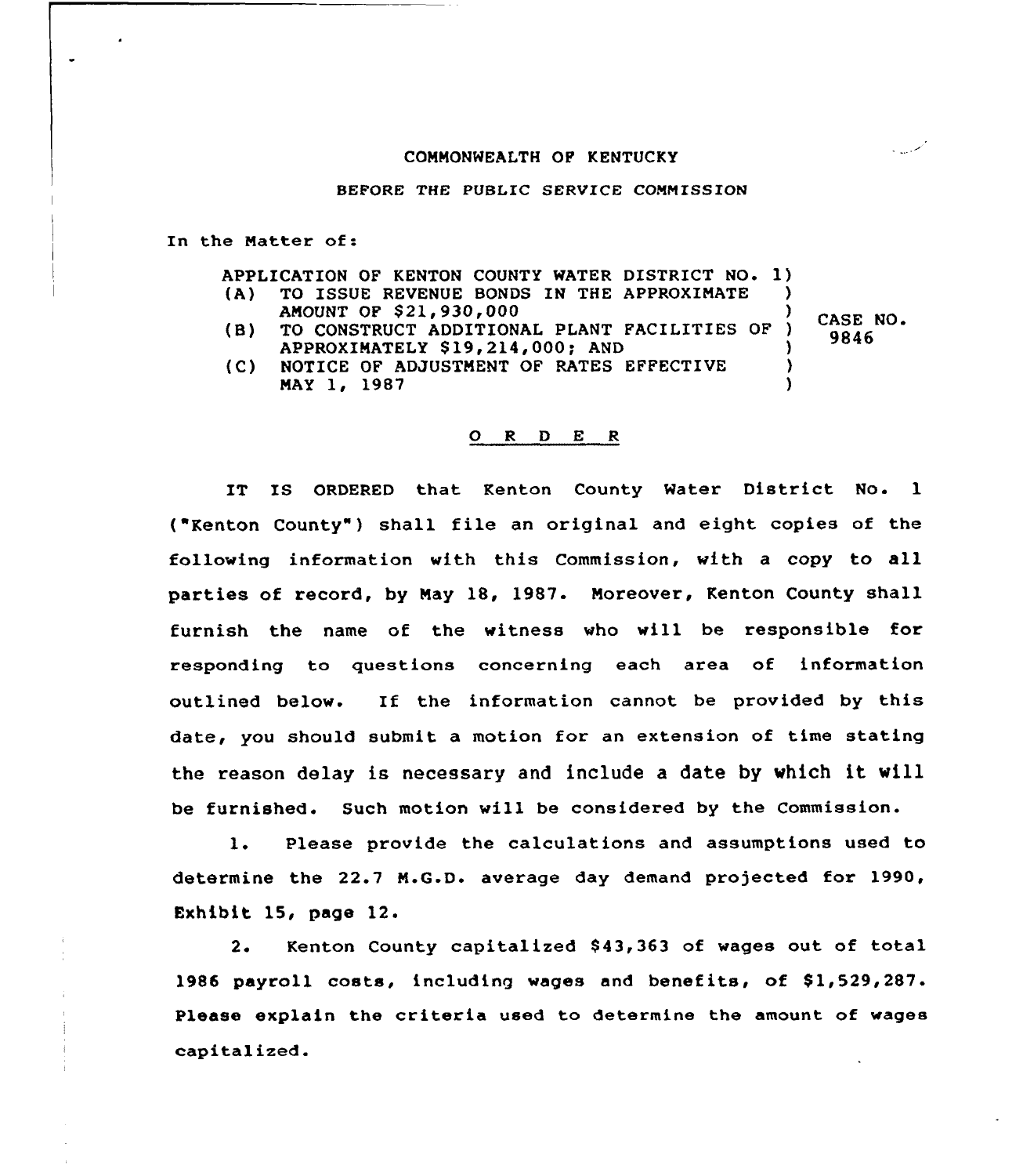COMMONWEALTH OF KENTUCKY

BEFORE THE PUBLIC SERVICE COMMISSION

In the Matter of:

| | |
|---|---|
| APPLICATION OF KENTON COUNTY WATER DISTRICT NO. 1 (A) TO ISSUE REVENUE BONDS IN THE APPROXIMATE AMOUNT OF $21,930,000 (B) TO CONSTRUCT ADDITIONAL PLANT FACILITIES OF APPROXIMATELY $19,214,000; AND (C) NOTICE OF ADJUSTMENT OF RATES EFFECTIVE MAY 1, 1987 | CASE NO. 9846 |

## O R D E R

IT IS ORDERED that Kenton County Water District No. 1 ("Kenton County") shall file an original and eight copies of the following information with this Commission, with a copy to all parties of record, by May 18, 1987. Moreover, Kenton County shall furnish the name of the witness who will be responsible for responding to questions concerning each area of information outlined below. If the information cannot be provided by this date, you should submit a motion for an extension of time stating the reason delay is necessary and include a date by which it will be furnished. Such motion will be considered by the Commission.

1. Please provide the calculations and assumptions used to determine the 22.7 M.G.D. average day demand projected for 1990, Exhibit 15, page 12.

2. Kenton County capitalized $43,363 of wages out of total 1986 payroll costs, including wages and benefits, of $1,529,287. Please explain the criteria used to determine the amount of wages capitalized.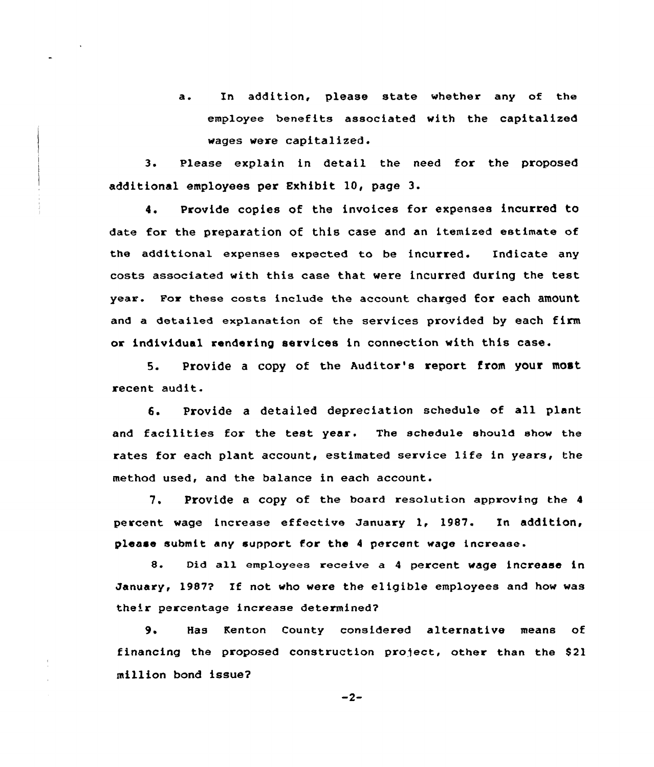a. In addition, please state whether any of the employee benefits associated with the capitalized wages were capitalized.

3. Please explain in detail the need for the proposed additional employees per Exhibit 10, page 3.

4. Provide copies of the invoices for expenses incurred to date for the preparation of this case and an itemized estimate of the additional expenses expected to be incurred. Indicate any costs associated with this case that were incurred during the test year. For these costs include the account charged for each amount and a detailed explanation of the services provided by each firm or individual rendering services in connection with this case.

5. Provide a copy of the Auditor's report from your most recent audit.

6. Provide a detailed depreciation schedule of all plant and facilities for the test year. The schedule should show the rates for each plant account, estimated service life in years, the method used, and the balance in each account.

7. Provide a copy of the board resolution approving the 4 percent wage increase effective January 1, 1987. In addition, please submit any support for the 4 percent wage increase.

8. Did all employees receive a 4 percent wage increase in January, 1987? If not who were the eligible employees and how was their percentage increase determined?

9. Has Kenton County considered alternative means of financing the proposed construction project, other than the $21 million bond issue?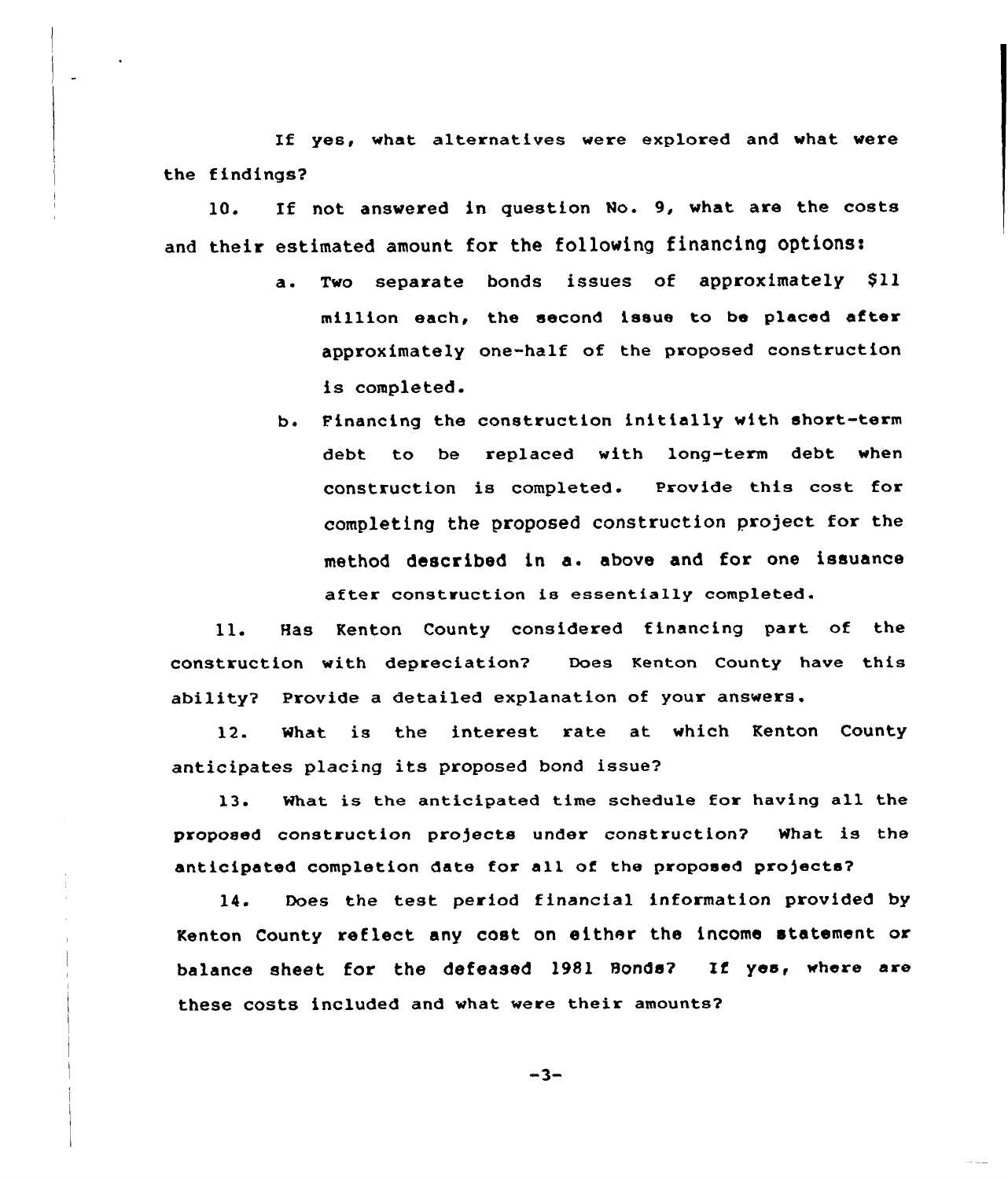If yes, what alternatives were explored and what were the findings?

10. If not answered in question No. 9, what are the costs and their estimated amount for the following financing options:

   a. Two separate bonds issues of approximately $11 million each, the second issue to be placed after approximately one-half of the proposed construction is completed.

   b. Financing the construction initially with short-term debt to be replaced with long-term debt when construction is completed. Provide this cost for completing the proposed construction project for the method described in a. above and for one issuance after construction is essentially completed.

11. Has Kenton County considered financing part of the construction with depreciation? Does Kenton County have this ability? Provide a detailed explanation of your answers.

12. What is the interest rate at which Kenton County anticipates placing its proposed bond issue?

13. What is the anticipated time schedule for having all the proposed construction projects under construction? What is the anticipated completion date for all of the proposed projects?

14. Does the test period financial information provided by Kenton County reflect any cost on either the income statement or balance sheet for the defeased 1981 Bonds? If yes, where are these costs included and what were their amounts?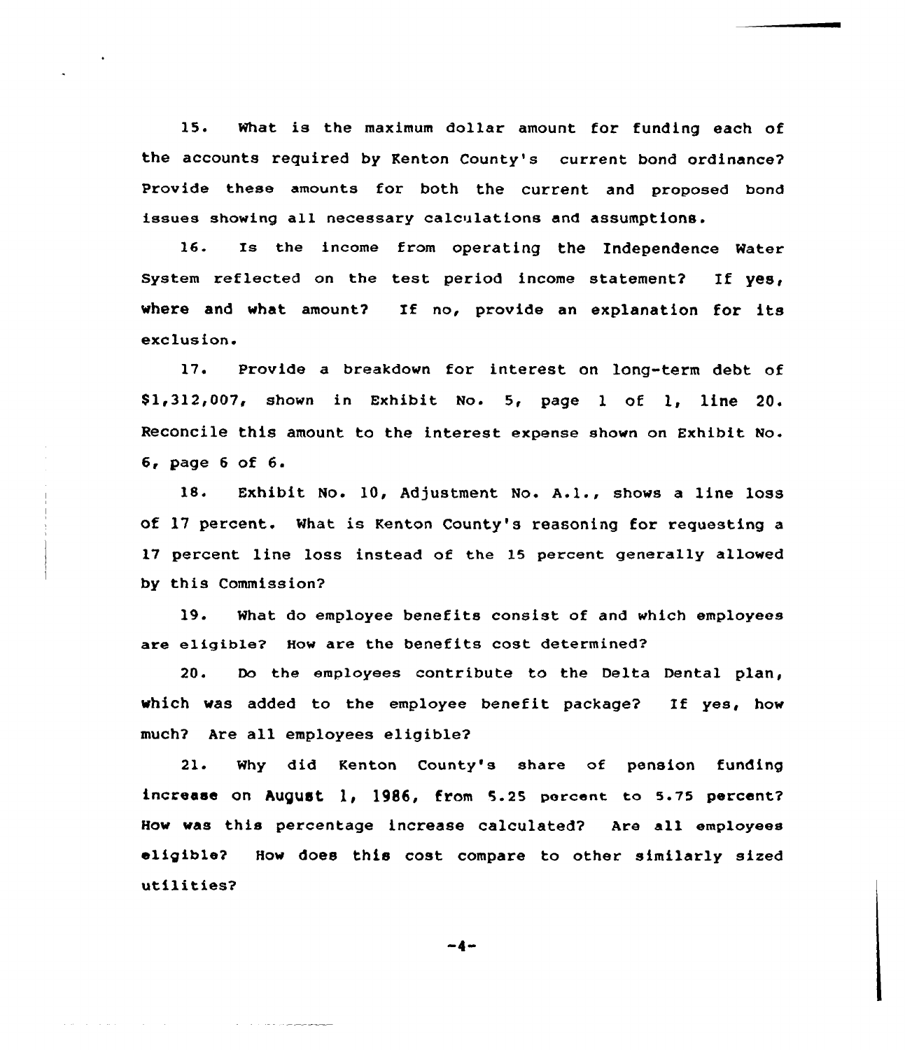15. What is the maximum dollar amount for funding each of the accounts required by Kenton County's current bond ordinance? Provide these amounts for both the current and proposed bond issues showing all necessary calculations and assumptions.

16. Is the income from operating the Independence Water System reflected on the test period income statement? If yes, where and what amount? If no, provide an explanation for its exclusion.

17. Provide a breakdown for interest on long-term debt of $1,312,007, shown in Exhibit No. 5, page 1 of 1, line 20. Reconcile this amount to the interest expense shown on Exhibit No. 6, page 6 of 6.

18. Exhibit No. 10, Adjustment No. A.1., shows a line loss of 17 percent. What is Kenton County's reasoning for requesting a 17 percent line loss instead of the 15 percent generally allowed by this Commission?

19. What do employee benefits consist of and which employees are eligible? How are the benefits cost determined?

20. Do the employees contribute to the Delta Dental plan, which was added to the employee benefit package? If yes, how much? Are all employees eligible?

21. Why did Kenton County's share of pension funding increase on August 1, 1986, from 5.25 percent to 5.75 percent? How was this percentage increase calculated? Are all employees eligible? How does this cost compare to other similarly sized utilities?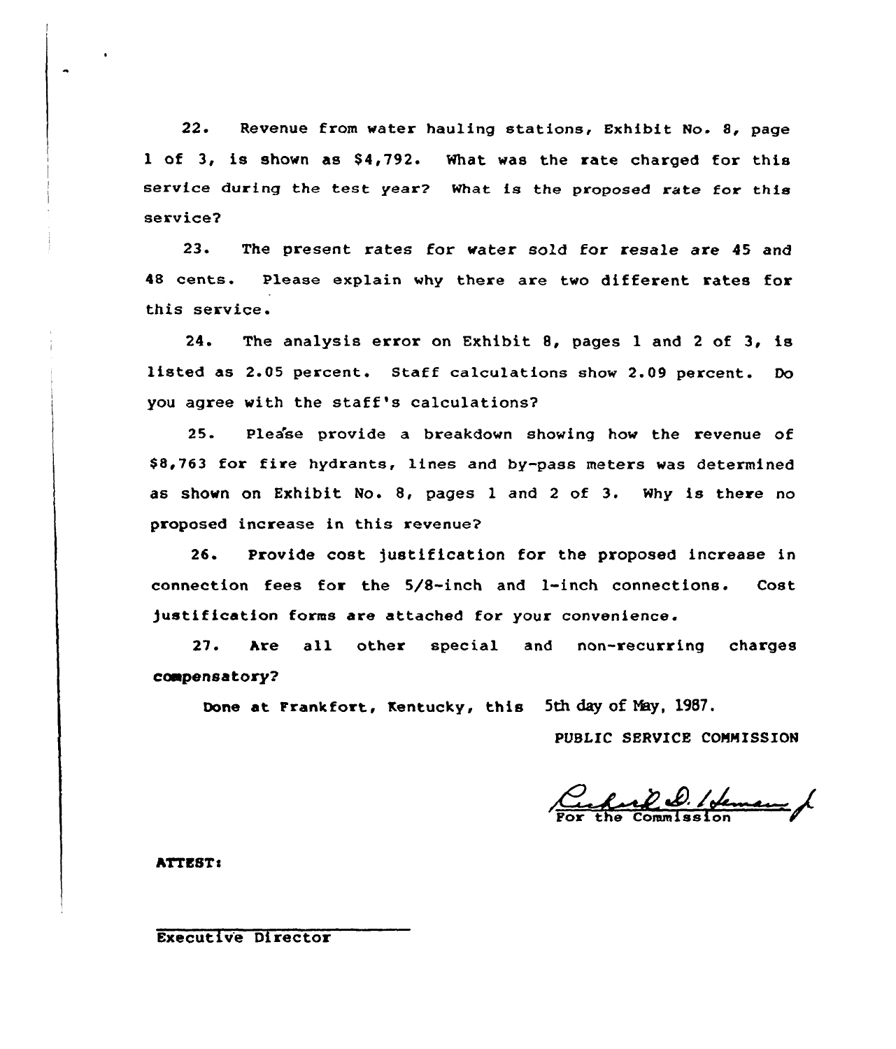22. Revenue from water hauling stations, Exhibit No. 8, page 1 of 3, is shown as $4,792. What was the rate charged for this service during the test year? What is the proposed rate for this service?

23. The present rates for water sold for resale are 45 and 48 cents. Please explain why there are two different rates for this service.

24. The analysis error on Exhibit 8, pages 1 and 2 of 3, is listed as 2.05 percent. Staff calculations show 2.09 percent. Do you agree with the staff's calculations?

25. Please provide a breakdown showing how the revenue of $8,763 for fire hydrants, lines and by-pass meters was determined as shown on Exhibit No. 8, pages 1 and 2 of 3. Why is there no proposed increase in this revenue?

26. Provide cost justification for the proposed increase in connection fees for the 5/8-inch and 1-inch connections. Cost justification forms are attached for your convenience.

27. Are all other special and non-recurring charges compensatory?

Done at Frankfort, Kentucky, this 5th day of May, 1987.

PUBLIC SERVICE COMMISSION

For the Commission

ATTEST:

Executive Director